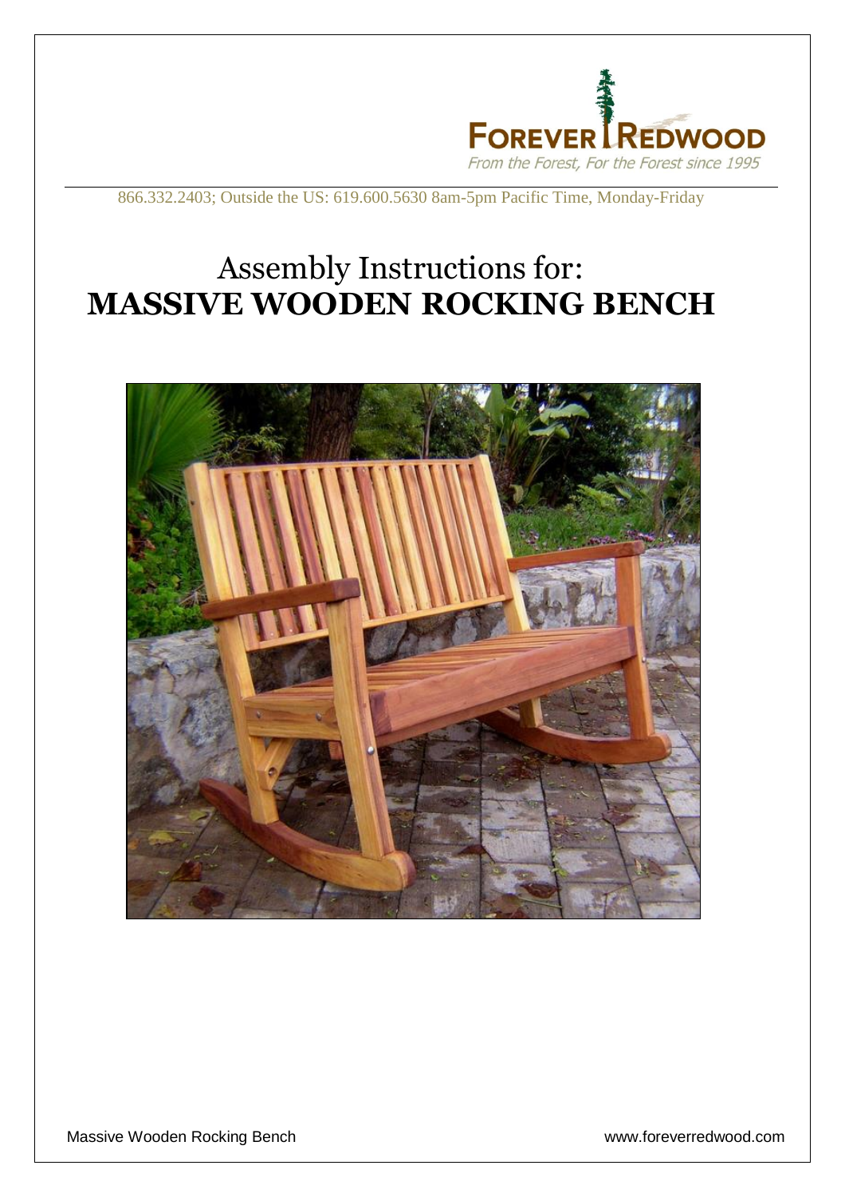FOREVER REDWOOD

*From the Forest, For the Forest since 1995*

866.332.2403; Outside the US: 619.600.5630 8am-5pm Pacific Time, Monday-Friday

# Assembly Instructions for:
# **MASSIVE WOODEN ROCKING BENCH**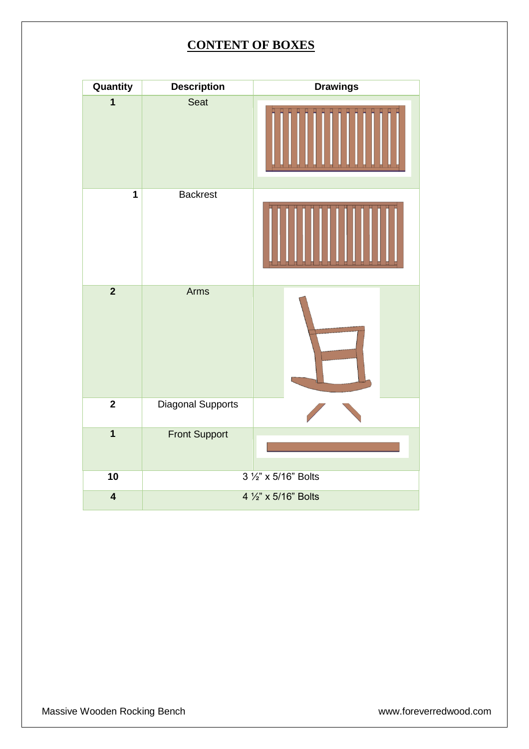# CONTENT OF BOXES

| Quantity | Description | Drawings |
|---|---|---|
| 1 | Seat | |
| 1 | Backrest | |
| 2 | Arms | |
| 2 | Diagonal Supports | |
| 1 | Front Support | |
| 10 | 3 ½" x 5/16" Bolts | |
| 4 | 4 ½" x 5/16" Bolts | |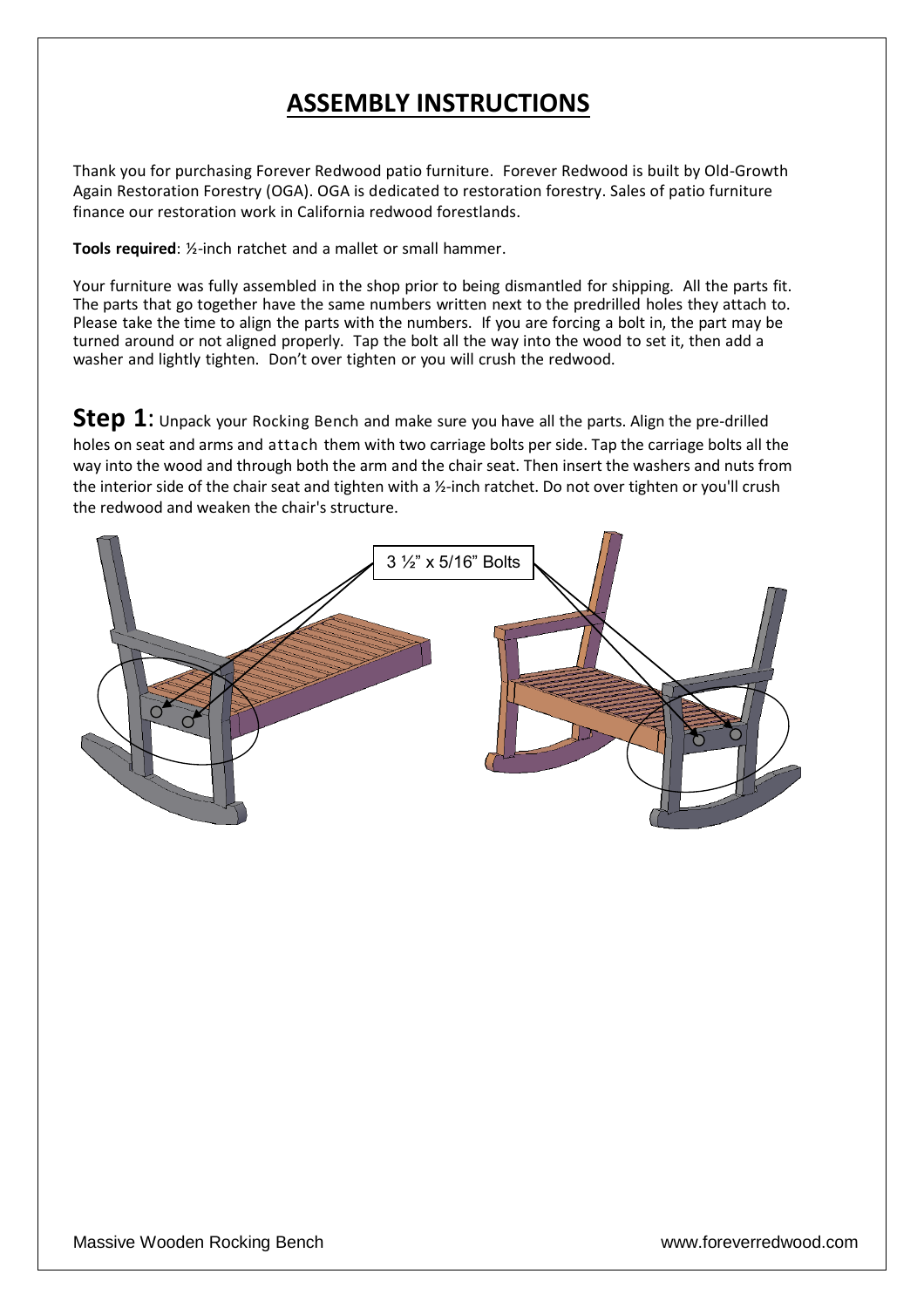# ASSEMBLY INSTRUCTIONS

Thank you for purchasing Forever Redwood patio furniture. Forever Redwood is built by Old-Growth Again Restoration Forestry (OGA). OGA is dedicated to restoration forestry. Sales of patio furniture finance our restoration work in California redwood forestlands.

**Tools required**: ½-inch ratchet and a mallet or small hammer.

Your furniture was fully assembled in the shop prior to being dismantled for shipping. All the parts fit. The parts that go together have the same numbers written next to the predrilled holes they attach to. Please take the time to align the parts with the numbers. If you are forcing a bolt in, the part may be turned around or not aligned properly. Tap the bolt all the way into the wood to set it, then add a washer and lightly tighten. Don't over tighten or you will crush the redwood.

**Step 1**: Unpack your Rocking Bench and make sure you have all the parts. Align the pre-drilled holes on seat and arms and attach them with two carriage bolts per side. Tap the carriage bolts all the way into the wood and through both the arm and the chair seat. Then insert the washers and nuts from the interior side of the chair seat and tighten with a ½-inch ratchet. Do not over tighten or you'll crush the redwood and weaken the chair's structure.

3 ½" x 5/16" Bolts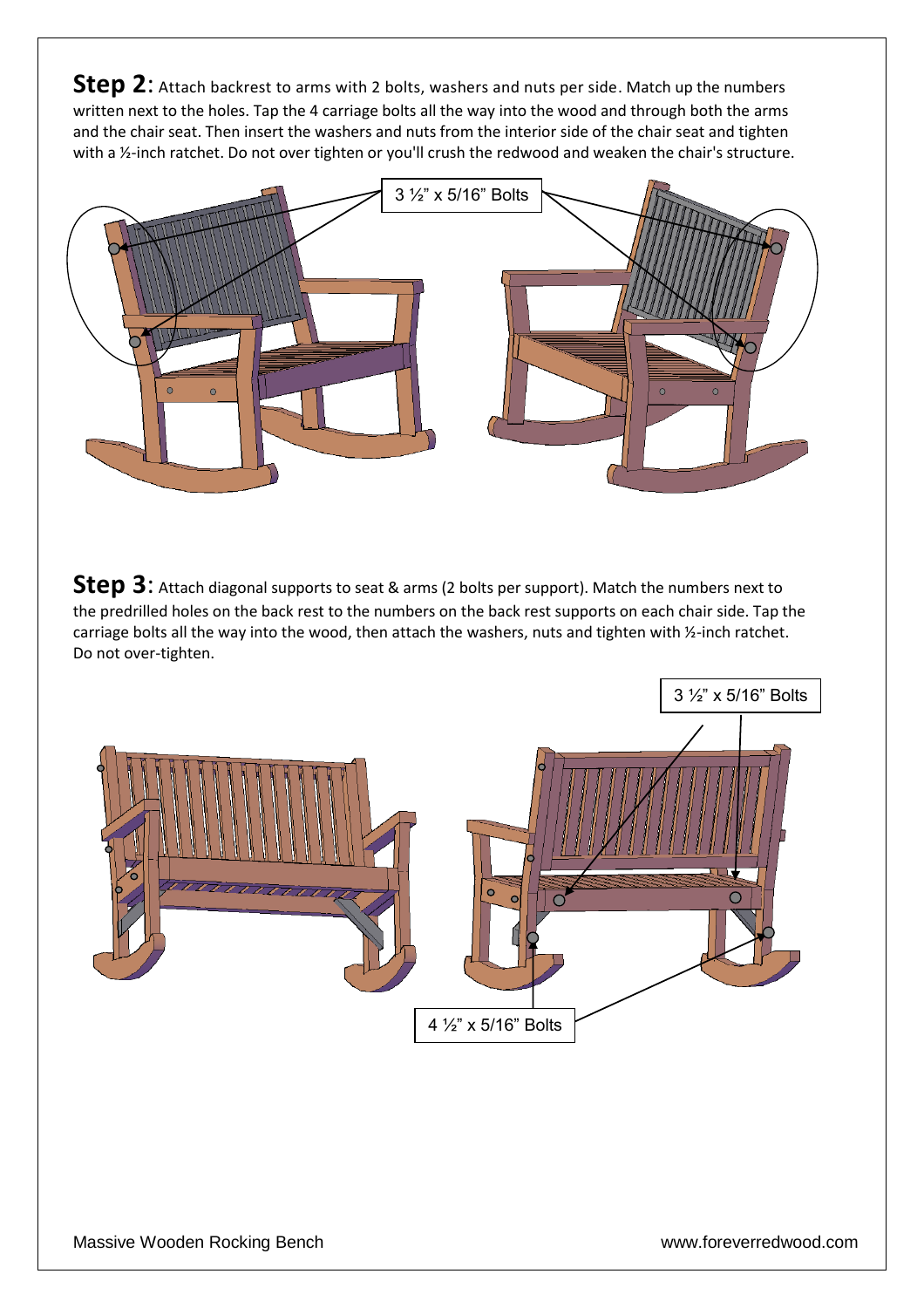**Step 2**: Attach backrest to arms with 2 bolts, washers and nuts per side. Match up the numbers written next to the holes. Tap the 4 carriage bolts all the way into the wood and through both the arms and the chair seat. Then insert the washers and nuts from the interior side of the chair seat and tighten with a ½-inch ratchet. Do not over tighten or you'll crush the redwood and weaken the chair's structure.

3 ½" x 5/16" Bolts

**Step 3**: Attach diagonal supports to seat & arms (2 bolts per support). Match the numbers next to the predrilled holes on the back rest to the numbers on the back rest supports on each chair side. Tap the carriage bolts all the way into the wood, then attach the washers, nuts and tighten with ½-inch ratchet. Do not over-tighten.

3 ½" x 5/16" Bolts

4 ½" x 5/16" Bolts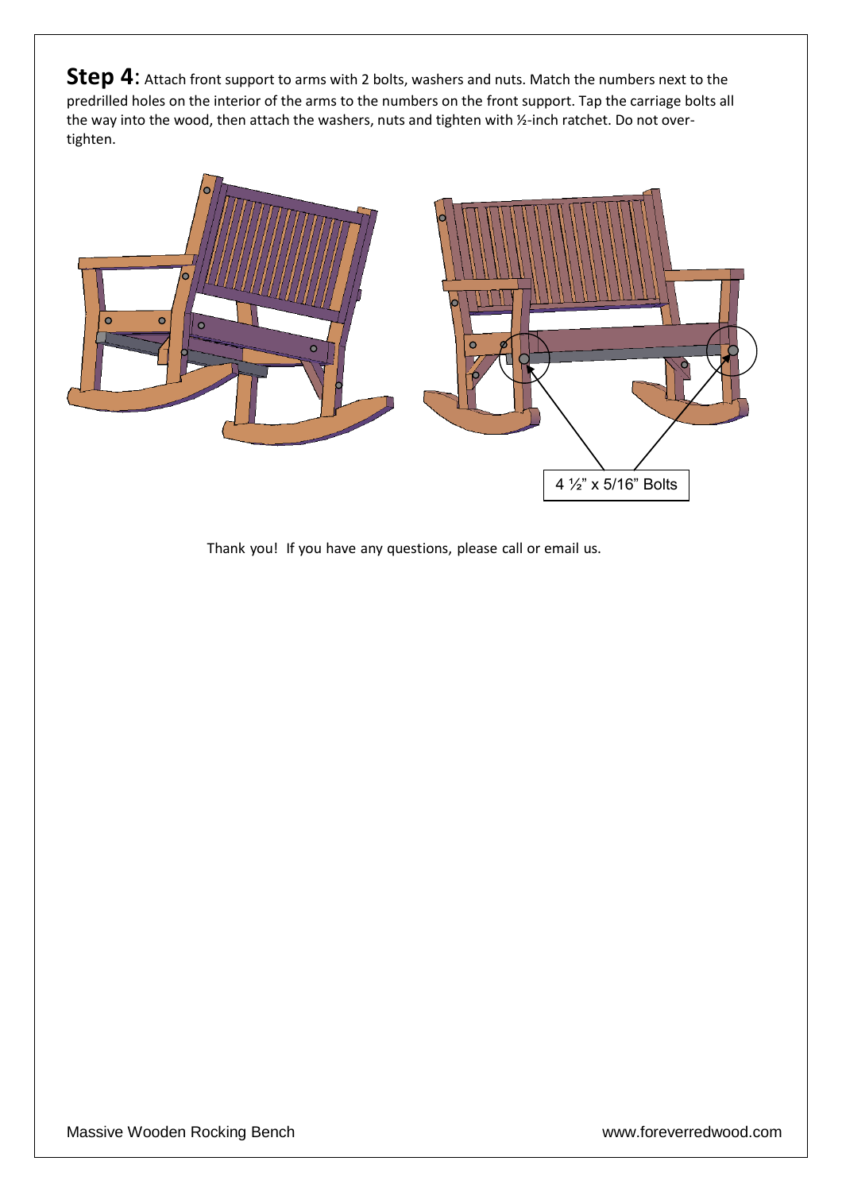**Step 4**: Attach front support to arms with 2 bolts, washers and nuts. Match the numbers next to the predrilled holes on the interior of the arms to the numbers on the front support. Tap the carriage bolts all the way into the wood, then attach the washers, nuts and tighten with ½-inch ratchet. Do not over-tighten.

4 ½" x 5/16" Bolts

Thank you! If you have any questions, please call or email us.